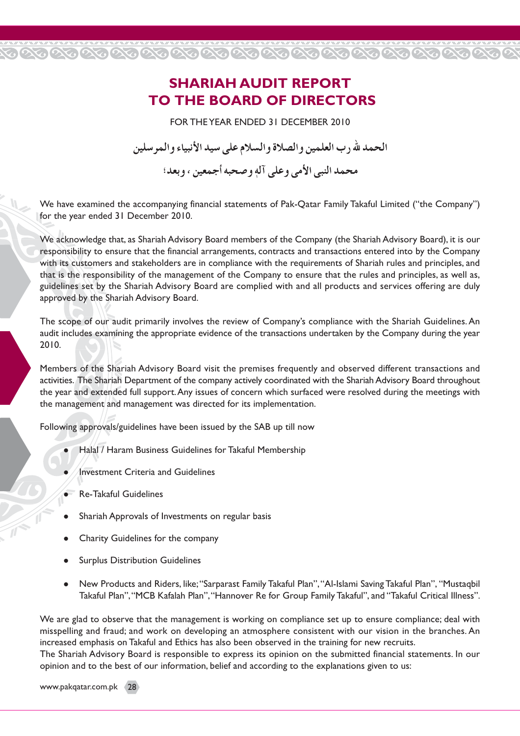# SHARIAH AUDIT REPORT TO THE BOARD OF DIRECTORS

FOR THE YEAR ENDED 31 DECEMBER 2010

الحمد لله رب العلمين والصلاة والسلام على سيد الأنبياء والمرسلين

محمد النبى الأمى وعلى آله وصحبه أجمعين ، وبعد؛

We have examined the accompanying financial statements of Pak-Qatar Family Takaful Limited ("the Company") for the year ended 31 December 2010.

We acknowledge that, as Shariah Advisory Board members of the Company (the Shariah Advisory Board), it is our responsibility to ensure that the financial arrangements, contracts and transactions entered into by the Company with its customers and stakeholders are in compliance with the requirements of Shariah rules and principles, and that is the responsibility of the management of the Company to ensure that the rules and principles, as well as, guidelines set by the Shariah Advisory Board are complied with and all products and services offering are duly approved by the Shariah Advisory Board.

The scope of our audit primarily involves the review of Company's compliance with the Shariah Guidelines. An audit includes examining the appropriate evidence of the transactions undertaken by the Company during the year 2010.

Members of the Shariah Advisory Board visit the premises frequently and observed different transactions and activities. The Shariah Department of the company actively coordinated with the Shariah Advisory Board throughout the year and extended full support. Any issues of concern which surfaced were resolved during the meetings with the management and management was directed for its implementation.

Following approvals/guidelines have been issued by the SAB up till now

- Halal / Haram Business Guidelines for Takaful Membership
- Investment Criteria and Guidelines
- Re-Takaful Guidelines
- Shariah Approvals of Investments on regular basis
- Charity Guidelines for the company
- Surplus Distribution Guidelines
- New Products and Riders, like; "Sarparast Family Takaful Plan", "Al-Islami Saving Takaful Plan", "Mustaqbil Takaful Plan", "MCB Kafalah Plan", "Hannover Re for Group Family Takaful", and "Takaful Critical Illness".

We are glad to observe that the management is working on compliance set up to ensure compliance; deal with misspelling and fraud; and work on developing an atmosphere consistent with our vision in the branches. An increased emphasis on Takaful and Ethics has also been observed in the training for new recruits.

The Shariah Advisory Board is responsible to express its opinion on the submitted financial statements. In our opinion and to the best of our information, belief and according to the explanations given to us: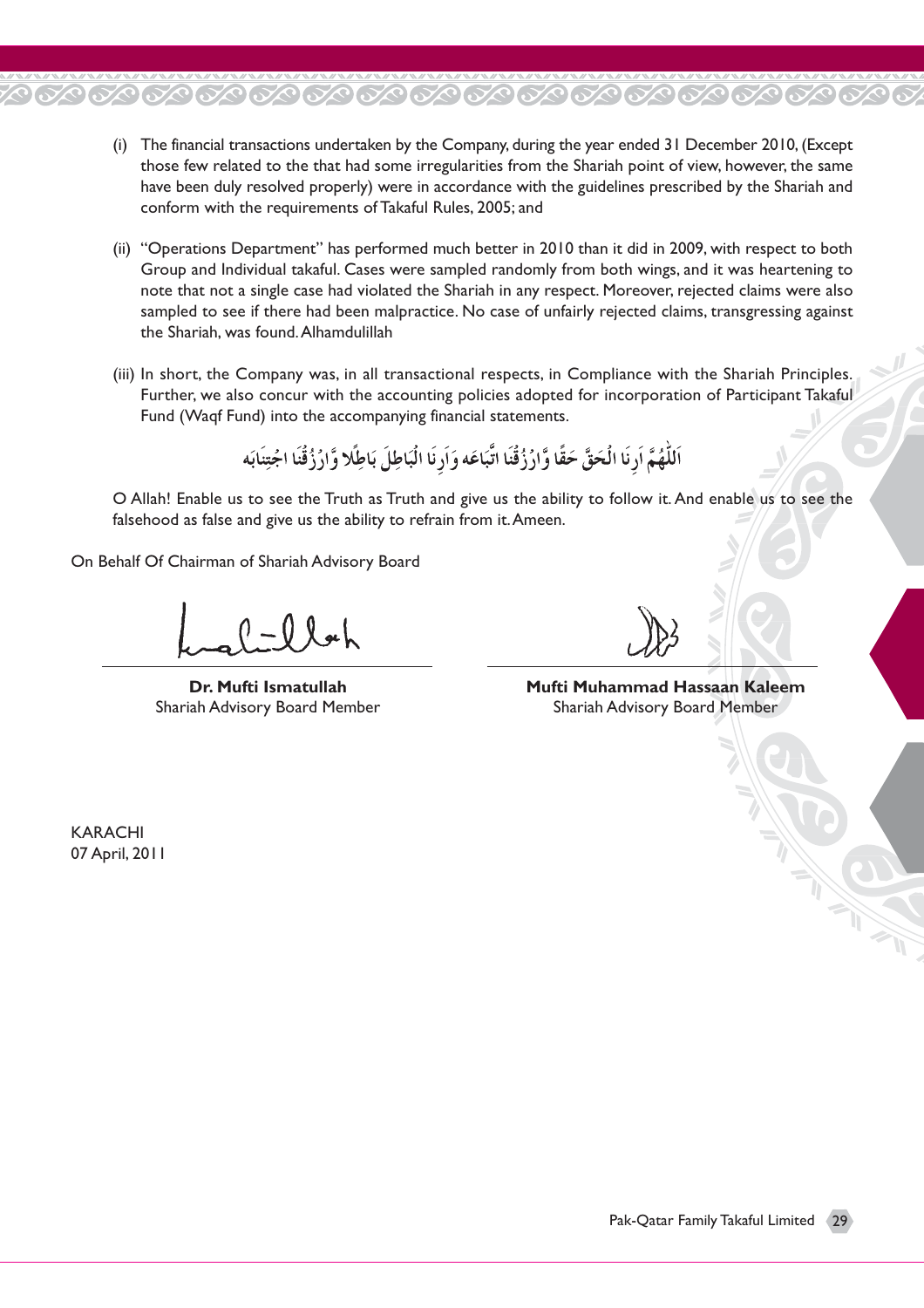(i) The financial transactions undertaken by the Company, during the year ended 31 December 2010, (Except those few related to the that had some irregularities from the Shariah point of view, however, the same have been duly resolved properly) were in accordance with the guidelines prescribed by the Shariah and conform with the requirements of Takaful Rules, 2005; and

(ii) "Operations Department" has performed much better in 2010 than it did in 2009, with respect to both Group and Individual takaful. Cases were sampled randomly from both wings, and it was heartening to note that not a single case had violated the Shariah in any respect. Moreover, rejected claims were also sampled to see if there had been malpractice. No case of unfairly rejected claims, transgressing against the Shariah, was found. Alhamdulillah

(iii) In short, the Company was, in all transactional respects, in Compliance with the Shariah Principles. Further, we also concur with the accounting policies adopted for incorporation of Participant Takaful Fund (Waqf Fund) into the accompanying financial statements.

اَللّٰهُمَّ اَرِنَا الْحَقَّ حَقًّا وَّارْزُقْنَا اتِّبَاعَه وَاَرِنَا الْبَاطِلَ بَاطِلًا وَّارْزُقْنَا اجْتِنَابَه

O Allah! Enable us to see the Truth as Truth and give us the ability to follow it. And enable us to see the falsehood as false and give us the ability to refrain from it. Ameen.

On Behalf Of Chairman of Shariah Advisory Board

**Dr. Mufti Ismatullah**
Shariah Advisory Board Member

**Mufti Muhammad Hassaan Kaleem**
Shariah Advisory Board Member

KARACHI
07 April, 2011